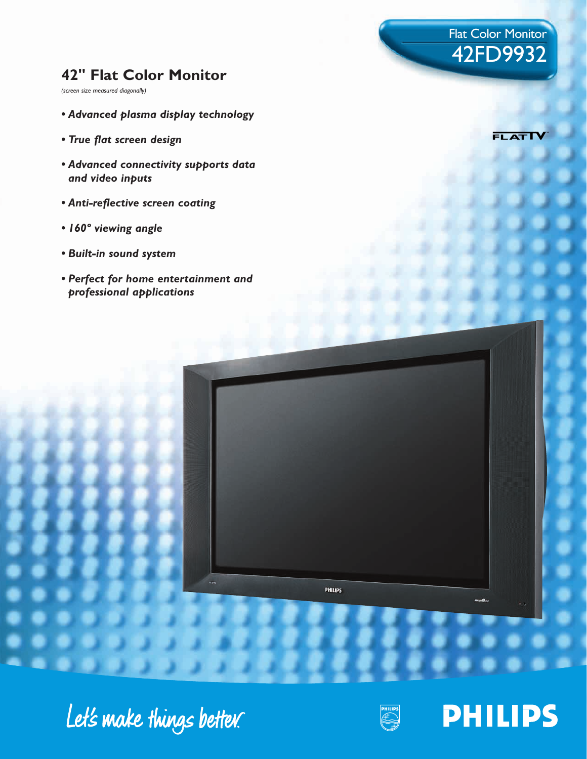Flat Color Monitor
42FD9932

# 42" Flat Color Monitor

*(screen size measured diagonally)*

- ***Advanced plasma display technology***
- ***True flat screen design***
- ***Advanced connectivity supports data and video inputs***
- ***Anti-reflective screen coating***
- ***160° viewing angle***
- ***Built-in sound system***
- ***Perfect for home entertainment and professional applications***

FLATTV

Let's make things better.

PHILIPS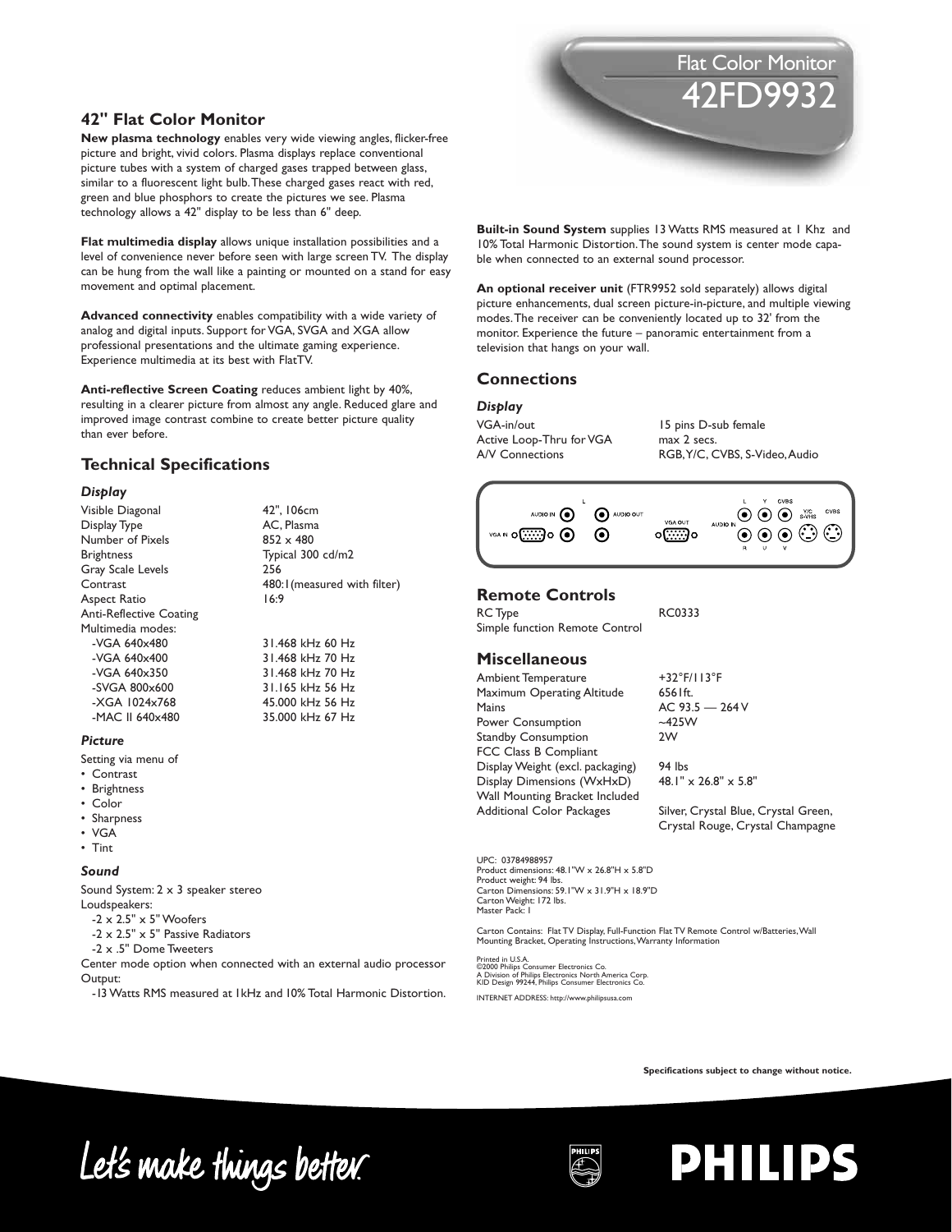# Flat Color Monitor 42FD9932

## 42" Flat Color Monitor

**New plasma technology** enables very wide viewing angles, flicker-free picture and bright, vivid colors. Plasma displays replace conventional picture tubes with a system of charged gases trapped between glass, similar to a fluorescent light bulb. These charged gases react with red, green and blue phosphors to create the pictures we see. Plasma technology allows a 42" display to be less than 6" deep.

**Flat multimedia display** allows unique installation possibilities and a level of convenience never before seen with large screen TV. The display can be hung from the wall like a painting or mounted on a stand for easy movement and optimal placement.

**Advanced connectivity** enables compatibility with a wide variety of analog and digital inputs. Support for VGA, SVGA and XGA allow professional presentations and the ultimate gaming experience. Experience multimedia at its best with FlatTV.

**Anti-reflective Screen Coating** reduces ambient light by 40%, resulting in a clearer picture from almost any angle. Reduced glare and improved image contrast combine to create better picture quality than ever before.

**Built-in Sound System** supplies 13 Watts RMS measured at 1 Khz and 10% Total Harmonic Distortion. The sound system is center mode capable when connected to an external sound processor.

**An optional receiver unit** (FTR9952 sold separately) allows digital picture enhancements, dual screen picture-in-picture, and multiple viewing modes. The receiver can be conveniently located up to 32' from the monitor. Experience the future – panoramic entertainment from a television that hangs on your wall.

## Technical Specifications

### *Display*

| | |
|---|---|
| Visible Diagonal | 42", 106cm |
| Display Type | AC, Plasma |
| Number of Pixels | 852 x 480 |
| Brightness | Typical 300 cd/m2 |
| Gray Scale Levels | 256 |
| Contrast | 480:1(measured with filter) |
| Aspect Ratio | 16:9 |
| Anti-Reflective Coating | |
| Multimedia modes: | |
| -VGA 640x480 | 31.468 kHz 60 Hz |
| -VGA 640x400 | 31.468 kHz 70 Hz |
| -VGA 640x350 | 31.468 kHz 70 Hz |
| -SVGA 800x600 | 31.165 kHz 56 Hz |
| -XGA 1024x768 | 45.000 kHz 56 Hz |
| -MAC II 640x480 | 35.000 kHz 67 Hz |

### *Picture*

Setting via menu of

- Contrast
- Brightness
- Color
- Sharpness
- VGA
- Tint

### *Sound*

Sound System: 2 x 3 speaker stereo

Loudspeakers:

-2 x 2.5" x 5" Woofers

-2 x 2.5" x 5" Passive Radiators

-2 x .5" Dome Tweeters

Center mode option when connected with an external audio processor

Output:

-13 Watts RMS measured at 1kHz and 10% Total Harmonic Distortion.

## Connections

### *Display*

| | |
|---|---|
| VGA-in/out | 15 pins D-sub female |
| Active Loop-Thru for VGA | max 2 secs. |
| A/V Connections | RGB, Y/C, CVBS, S-Video, Audio |

AUDIO IN L AUDIO OUT VGA IN VGA OUT AUDIO IN L Y CVBS Y/C S-VHS CVBS R U V

## Remote Controls

| | |
|---|---|
| RC Type | RC0333 |
| Simple function Remote Control | |

## Miscellaneous

| | |
|---|---|
| Ambient Temperature | +32°F/113°F |
| Maximum Operating Altitude | 6561ft. |
| Mains | AC 93.5 — 264 V |
| Power Consumption | ~425W |
| Standby Consumption | 2W |
| FCC Class B Compliant | |
| Display Weight (excl. packaging) | 94 lbs |
| Display Dimensions (WxHxD) | 48.1" x 26.8" x 5.8" |
| Wall Mounting Bracket Included | |
| Additional Color Packages | Silver, Crystal Blue, Crystal Green, Crystal Rouge, Crystal Champagne |

UPC: 03784988957
Product dimensions: 48.1"W x 26.8"H x 5.8"D
Product weight: 94 lbs.
Carton Dimensions: 59.1"W x 31.9"H x 18.9"D
Carton Weight: 172 lbs.
Master Pack: 1

Carton Contains: Flat TV Display, Full-Function Flat TV Remote Control w/Batteries, Wall Mounting Bracket, Operating Instructions, Warranty Information

Printed in U.S.A.
©2000 Philips Consumer Electronics Co.
A Division of Philips Electronics North America Corp.
KID Design 99244, Philips Consumer Electronics Co.

INTERNET ADDRESS: http://www.philipsusa.com

**Specifications subject to change without notice.**

Let's make things better.

PHILIPS